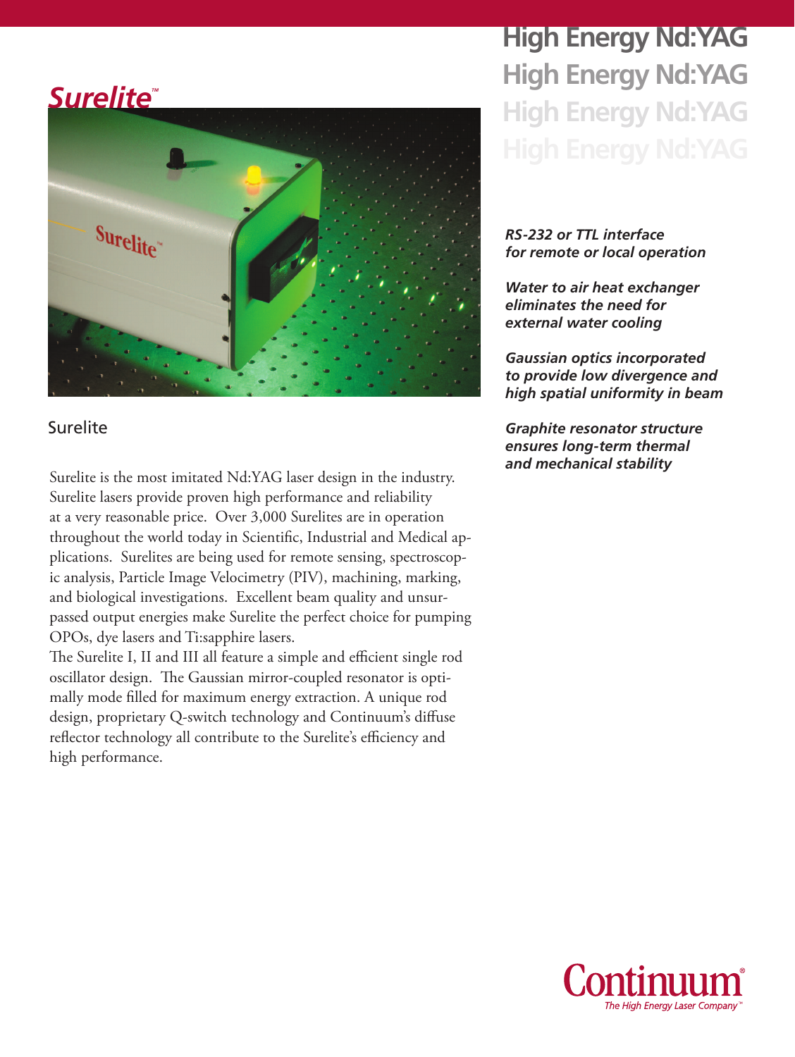# Surelite™

# High Energy Nd:YAG

*RS-232 or TTL interface for remote or local operation*

*Water to air heat exchanger eliminates the need for external water cooling*

*Gaussian optics incorporated to provide low divergence and high spatial uniformity in beam*

*Graphite resonator structure ensures long-term thermal and mechanical stability*

Surelite

Surelite is the most imitated Nd:YAG laser design in the industry. Surelite lasers provide proven high performance and reliability at a very reasonable price. Over 3,000 Surelites are in operation throughout the world today in Scientific, Industrial and Medical applications. Surelites are being used for remote sensing, spectroscopic analysis, Particle Image Velocimetry (PIV), machining, marking, and biological investigations. Excellent beam quality and unsurpassed output energies make Surelite the perfect choice for pumping OPOs, dye lasers and Ti:sapphire lasers.

The Surelite I, II and III all feature a simple and efficient single rod oscillator design. The Gaussian mirror-coupled resonator is optimally mode filled for maximum energy extraction. A unique rod design, proprietary Q-switch technology and Continuum's diffuse reflector technology all contribute to the Surelite's efficiency and high performance.

Continuum®
*The High Energy Laser Company™*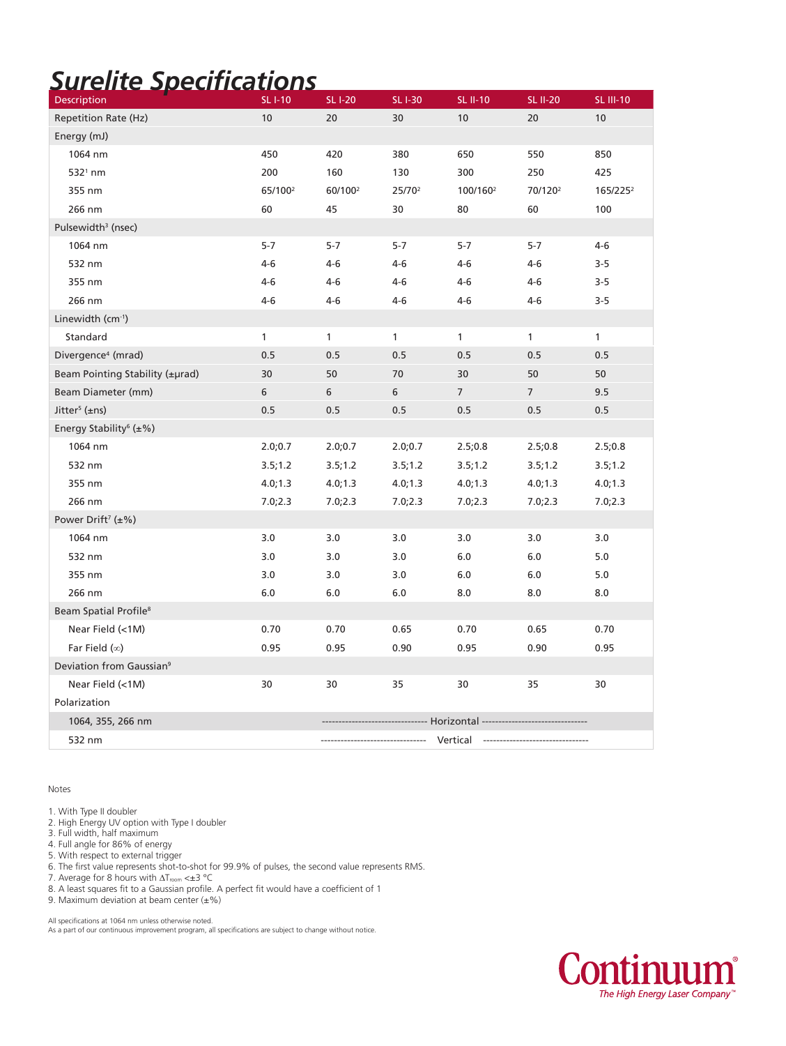# Surelite Specifications

| Description | SL I-10 | SL I-20 | SL I-30 | SL II-10 | SL II-20 | SL III-10 |
|---|---|---|---|---|---|---|
| Repetition Rate (Hz) | 10 | 20 | 30 | 10 | 20 | 10 |
| Energy (mJ) | | | | | | |
| 1064 nm | 450 | 420 | 380 | 650 | 550 | 850 |
| 532[1] nm | 200 | 160 | 130 | 300 | 250 | 425 |
| 355 nm | 65/100[2] | 60/100[2] | 25/70[2] | 100/160[2] | 70/120[2] | 165/225[2] |
| 266 nm | 60 | 45 | 30 | 80 | 60 | 100 |
| Pulsewidth[3] (nsec) | | | | | | |
| 1064 nm | 5-7 | 5-7 | 5-7 | 5-7 | 5-7 | 4-6 |
| 532 nm | 4-6 | 4-6 | 4-6 | 4-6 | 4-6 | 3-5 |
| 355 nm | 4-6 | 4-6 | 4-6 | 4-6 | 4-6 | 3-5 |
| 266 nm | 4-6 | 4-6 | 4-6 | 4-6 | 4-6 | 3-5 |
| Linewidth ($cm^{-1}$) | | | | | | |
| Standard | 1 | 1 | 1 | 1 | 1 | 1 |
| Divergence[4] (mrad) | 0.5 | 0.5 | 0.5 | 0.5 | 0.5 | 0.5 |
| Beam Pointing Stability (±μrad) | 30 | 50 | 70 | 30 | 50 | 50 |
| Beam Diameter (mm) | 6 | 6 | 6 | 7 | 7 | 9.5 |
| Jitter[5] (±ns) | 0.5 | 0.5 | 0.5 | 0.5 | 0.5 | 0.5 |
| Energy Stability[6] (±%) | | | | | | |
| 1064 nm | 2.0;0.7 | 2.0;0.7 | 2.0;0.7 | 2.5;0.8 | 2.5;0.8 | 2.5;0.8 |
| 532 nm | 3.5;1.2 | 3.5;1.2 | 3.5;1.2 | 3.5;1.2 | 3.5;1.2 | 3.5;1.2 |
| 355 nm | 4.0;1.3 | 4.0;1.3 | 4.0;1.3 | 4.0;1.3 | 4.0;1.3 | 4.0;1.3 |
| 266 nm | 7.0;2.3 | 7.0;2.3 | 7.0;2.3 | 7.0;2.3 | 7.0;2.3 | 7.0;2.3 |
| Power Drift[7] (±%) | | | | | | |
| 1064 nm | 3.0 | 3.0 | 3.0 | 3.0 | 3.0 | 3.0 |
| 532 nm | 3.0 | 3.0 | 3.0 | 6.0 | 6.0 | 5.0 |
| 355 nm | 3.0 | 3.0 | 3.0 | 6.0 | 6.0 | 5.0 |
| 266 nm | 6.0 | 6.0 | 6.0 | 8.0 | 8.0 | 8.0 |
| Beam Spatial Profile[8] | | | | | | |
| Near Field (<1M) | 0.70 | 0.70 | 0.65 | 0.70 | 0.65 | 0.70 |
| Far Field (∞) | 0.95 | 0.95 | 0.90 | 0.95 | 0.90 | 0.95 |
| Deviation from Gaussian[9] | | | | | | |
| Near Field (<1M) | 30 | 30 | 35 | 30 | 35 | 30 |
| Polarization | | | | | | |
| 1064, 355, 266 nm | Horizontal | | | | | |
| 532 nm | Vertical | | | | | |

Notes

1. With Type II doubler
2. High Energy UV option with Type I doubler
3. Full width, half maximum
4. Full angle for 86% of energy
5. With respect to external trigger
6. The first value represents shot-to-shot for 99.9% of pulses, the second value represents RMS.
7. Average for 8 hours with $\Delta T_{room}$ <±3 °C
8. A least squares fit to a Gaussian profile. A perfect fit would have a coefficient of 1
9. Maximum deviation at beam center (±%)

All specifications at 1064 nm unless otherwise noted.
As a part of our continuous improvement program, all specifications are subject to change without notice.

Continuum®
*The High Energy Laser Company™*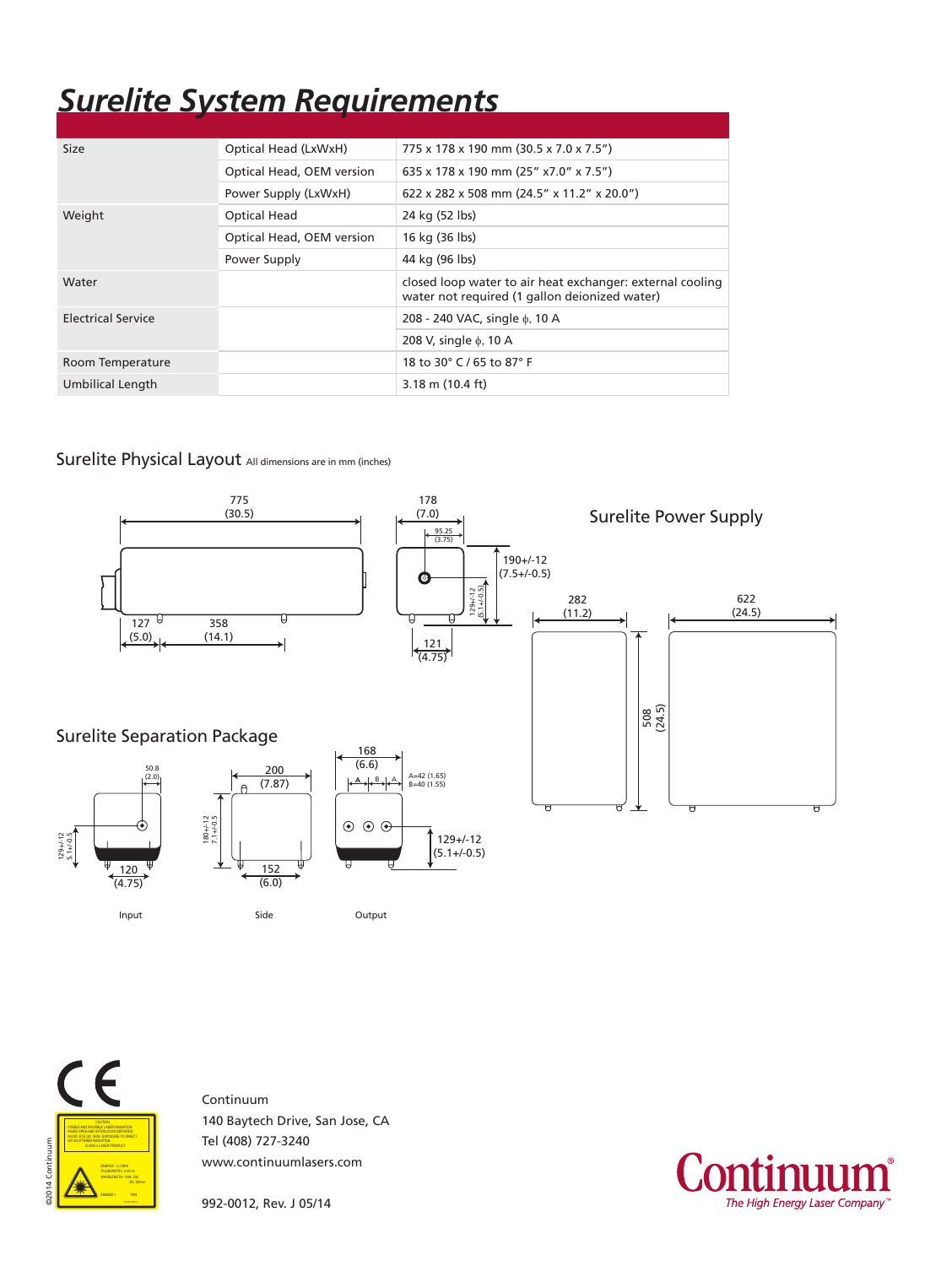# Surelite System Requirements

| | | |
|---|---|---|
| Size | Optical Head (LxWxH) | 775 x 178 x 190 mm (30.5 x 7.0 x 7.5") |
| | Optical Head, OEM version | 635 x 178 x 190 mm (25" x7.0" x 7.5") |
| | Power Supply (LxWxH) | 622 x 282 x 508 mm (24.5" x 11.2" x 20.0") |
| Weight | Optical Head | 24 kg (52 lbs) |
| | Optical Head, OEM version | 16 kg (36 lbs) |
| | Power Supply | 44 kg (96 lbs) |
| Water | | closed loop water to air heat exchanger: external cooling water not required (1 gallon deionized water) |
| Electrical Service | | 208 - 240 VAC, single ϕ, 10 A |
| | | 208 V, single ϕ, 10 A |
| Room Temperature | | 18 to 30° C / 65 to 87° F |
| Umbilical Length | | 3.18 m (10.4 ft) |

## Surelite Physical Layout All dimensions are in mm (inches)

775 (30.5)
127 (5.0)
358 (14.1)
178 (7.0)
95.25 (3.75)
190+/-12 (7.5+/-0.5)
129+/-12 (5.1+/-0.5)
121 (4.75)

Surelite Power Supply

282 (11.2)
622 (24.5)
508 (24.5)

## Surelite Separation Package

50.8 (2.0)
129+/-12 5.1+/-0.5
120 (4.75)
200 (7.87)
180+/-12 7.1+/-0.5
152 (6.0)
168 (6.6)
A B A
A=42 (1.65)
B=40 (1.55)
129+/-12 (5.1+/-0.5)

Input Side Output

©2014 Continuum

Continuum
140 Baytech Drive, San Jose, CA
Tel (408) 727-3240
www.continuumlasers.com

992-0012, Rev. J 05/14

Continuum®
The High Energy Laser Company™